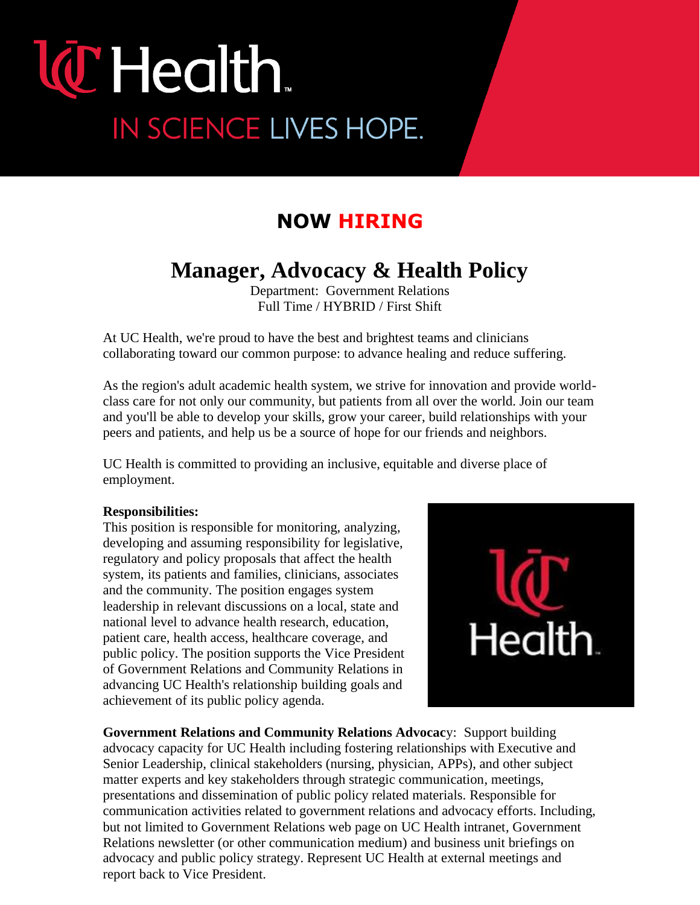UC Health

IN SCIENCE LIVES HOPE.

## NOW HIRING

# Manager, Advocacy & Health Policy

Department: Government Relations
Full Time / HYBRID / First Shift

At UC Health, we're proud to have the best and brightest teams and clinicians collaborating toward our common purpose: to advance healing and reduce suffering.

As the region's adult academic health system, we strive for innovation and provide world-class care for not only our community, but patients from all over the world. Join our team and you'll be able to develop your skills, grow your career, build relationships with your peers and patients, and help us be a source of hope for our friends and neighbors.

UC Health is committed to providing an inclusive, equitable and diverse place of employment.

**Responsibilities:**
This position is responsible for monitoring, analyzing, developing and assuming responsibility for legislative, regulatory and policy proposals that affect the health system, its patients and families, clinicians, associates and the community. The position engages system leadership in relevant discussions on a local, state and national level to advance health research, education, patient care, health access, healthcare coverage, and public policy. The position supports the Vice President of Government Relations and Community Relations in advancing UC Health's relationship building goals and achievement of its public policy agenda.

**Government Relations and Community Relations Advocacy**: Support building advocacy capacity for UC Health including fostering relationships with Executive and Senior Leadership, clinical stakeholders (nursing, physician, APPs), and other subject matter experts and key stakeholders through strategic communication, meetings, presentations and dissemination of public policy related materials. Responsible for communication activities related to government relations and advocacy efforts. Including, but not limited to Government Relations web page on UC Health intranet, Government Relations newsletter (or other communication medium) and business unit briefings on advocacy and public policy strategy. Represent UC Health at external meetings and report back to Vice President.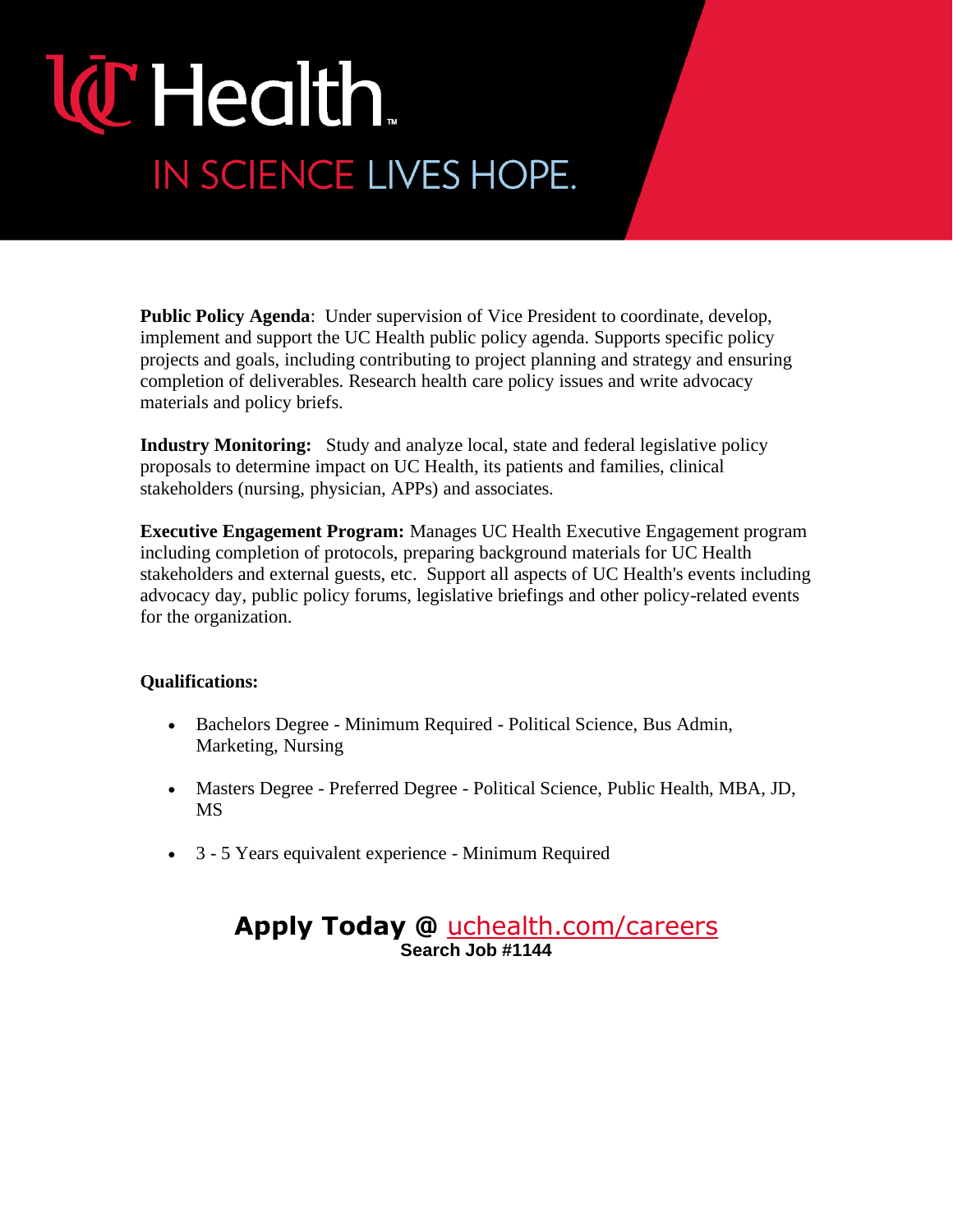UC Health

IN SCIENCE LIVES HOPE.

**Public Policy Agenda**: Under supervision of Vice President to coordinate, develop, implement and support the UC Health public policy agenda. Supports specific policy projects and goals, including contributing to project planning and strategy and ensuring completion of deliverables. Research health care policy issues and write advocacy materials and policy briefs.

**Industry Monitoring:** Study and analyze local, state and federal legislative policy proposals to determine impact on UC Health, its patients and families, clinical stakeholders (nursing, physician, APPs) and associates.

**Executive Engagement Program:** Manages UC Health Executive Engagement program including completion of protocols, preparing background materials for UC Health stakeholders and external guests, etc. Support all aspects of UC Health's events including advocacy day, public policy forums, legislative briefings and other policy-related events for the organization.

**Qualifications:**

- Bachelors Degree - Minimum Required - Political Science, Bus Admin, Marketing, Nursing
- Masters Degree - Preferred Degree - Political Science, Public Health, MBA, JD, MS
- 3 - 5 Years equivalent experience - Minimum Required

**Apply Today @ uchealth.com/careers**

**Search Job #1144**